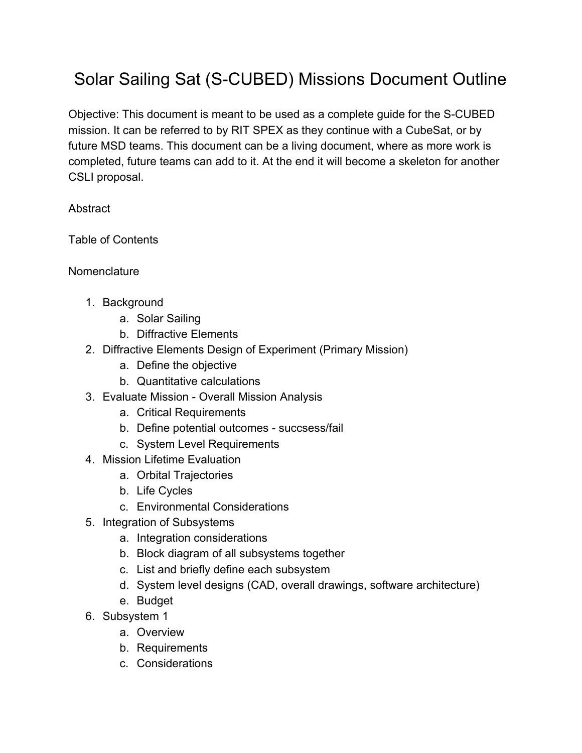# Solar Sailing Sat (S-CUBED) Missions Document Outline

Objective: This document is meant to be used as a complete guide for the S-CUBED mission. It can be referred to by RIT SPEX as they continue with a CubeSat, or by future MSD teams. This document can be a living document, where as more work is completed, future teams can add to it. At the end it will become a skeleton for another CSLI proposal.

Abstract

Table of Contents

Nomenclature

1. Background
   a. Solar Sailing
   b. Diffractive Elements
2. Diffractive Elements Design of Experiment (Primary Mission)
   a. Define the objective
   b. Quantitative calculations
3. Evaluate Mission - Overall Mission Analysis
   a. Critical Requirements
   b. Define potential outcomes - succsess/fail
   c. System Level Requirements
4. Mission Lifetime Evaluation
   a. Orbital Trajectories
   b. Life Cycles
   c. Environmental Considerations
5. Integration of Subsystems
   a. Integration considerations
   b. Block diagram of all subsystems together
   c. List and briefly define each subsystem
   d. System level designs (CAD, overall drawings, software architecture)
   e. Budget
6. Subsystem 1
   a. Overview
   b. Requirements
   c. Considerations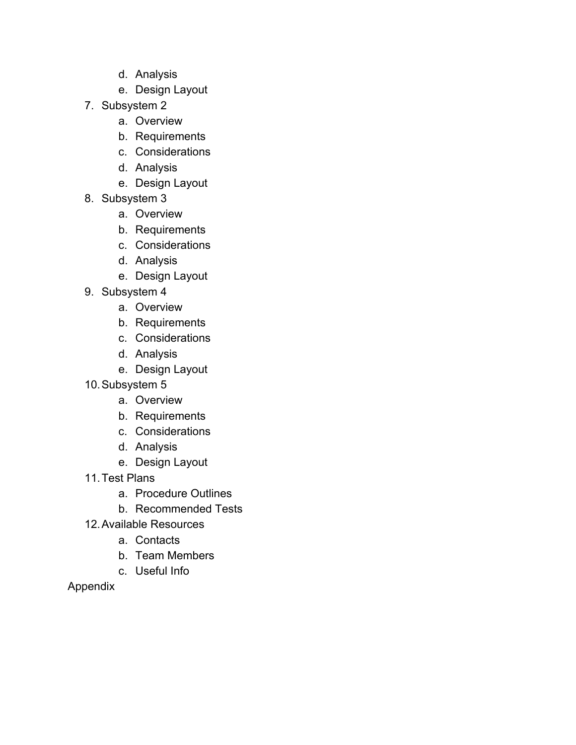d. Analysis
   e. Design Layout
7. Subsystem 2
   a. Overview
   b. Requirements
   c. Considerations
   d. Analysis
   e. Design Layout
8. Subsystem 3
   a. Overview
   b. Requirements
   c. Considerations
   d. Analysis
   e. Design Layout
9. Subsystem 4
   a. Overview
   b. Requirements
   c. Considerations
   d. Analysis
   e. Design Layout
10. Subsystem 5
    a. Overview
    b. Requirements
    c. Considerations
    d. Analysis
    e. Design Layout
11. Test Plans
    a. Procedure Outlines
    b. Recommended Tests
12. Available Resources
    a. Contacts
    b. Team Members
    c. Useful Info

Appendix